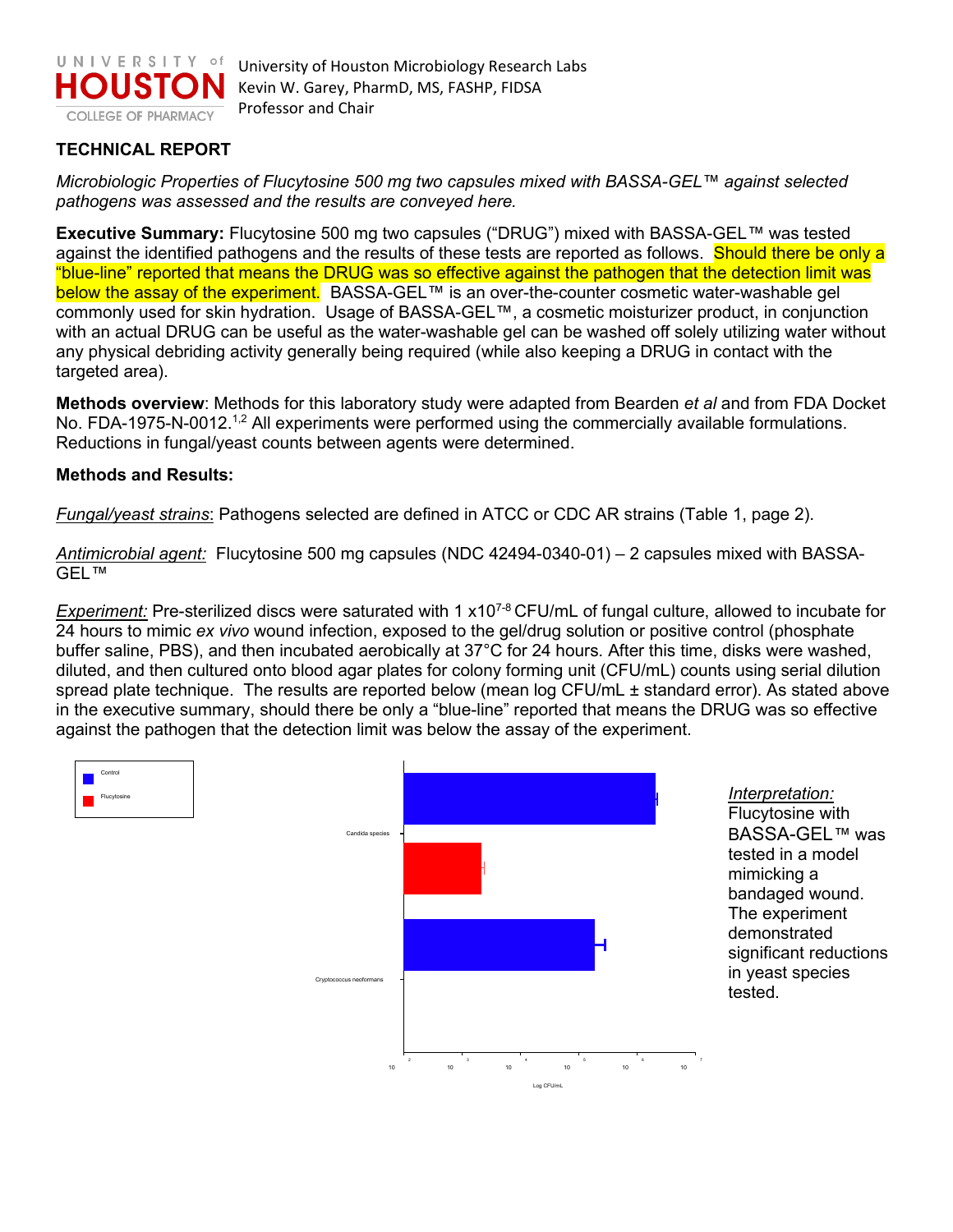University of Houston Microbiology Research Labs
Kevin W. Garey, PharmD, MS, FASHP, FIDSA
Professor and Chair

## TECHNICAL REPORT

*Microbiologic Properties of Flucytosine 500 mg two capsules mixed with BASSA-GEL™ against selected pathogens was assessed and the results are conveyed here.*

**Executive Summary:** Flucytosine 500 mg two capsules ("DRUG") mixed with BASSA-GEL™ was tested against the identified pathogens and the results of these tests are reported as follows. Should there be only a "blue-line" reported that means the DRUG was so effective against the pathogen that the detection limit was below the assay of the experiment. BASSA-GEL™ is an over-the-counter cosmetic water-washable gel commonly used for skin hydration. Usage of BASSA-GEL™, a cosmetic moisturizer product, in conjunction with an actual DRUG can be useful as the water-washable gel can be washed off solely utilizing water without any physical debriding activity generally being required (while also keeping a DRUG in contact with the targeted area).

**Methods overview**: Methods for this laboratory study were adapted from Bearden *et al* and from FDA Docket No. FDA-1975-N-0012.[1,2] All experiments were performed using the commercially available formulations. Reductions in fungal/yeast counts between agents were determined.

**Methods and Results:**

*Fungal/yeast strains*: Pathogens selected are defined in ATCC or CDC AR strains (Table 1, page 2).

*Antimicrobial agent:* Flucytosine 500 mg capsules (NDC 42494-0340-01) – 2 capsules mixed with BASSA-GEL™

*Experiment:* Pre-sterilized discs were saturated with 1 $x10^{7-8}$ CFU/mL of fungal culture, allowed to incubate for 24 hours to mimic *ex vivo* wound infection, exposed to the gel/drug solution or positive control (phosphate buffer saline, PBS), and then incubated aerobically at 37°C for 24 hours. After this time, disks were washed, diluted, and then cultured onto blood agar plates for colony forming unit (CFU/mL) counts using serial dilution spread plate technique. The results are reported below (mean log CFU/mL ± standard error). As stated above in the executive summary, should there be only a "blue-line" reported that means the DRUG was so effective against the pathogen that the detection limit was below the assay of the experiment.

Control
Flucytosine

Candida species
Cryptococcus neoformans

$10^2$ $10^3$ $10^4$ $10^5$ $10^6$ $10^7$

Log CFU/mL

*Interpretation:*
Flucytosine with BASSA-GEL™ was tested in a model mimicking a bandaged wound. The experiment demonstrated significant reductions in yeast species tested.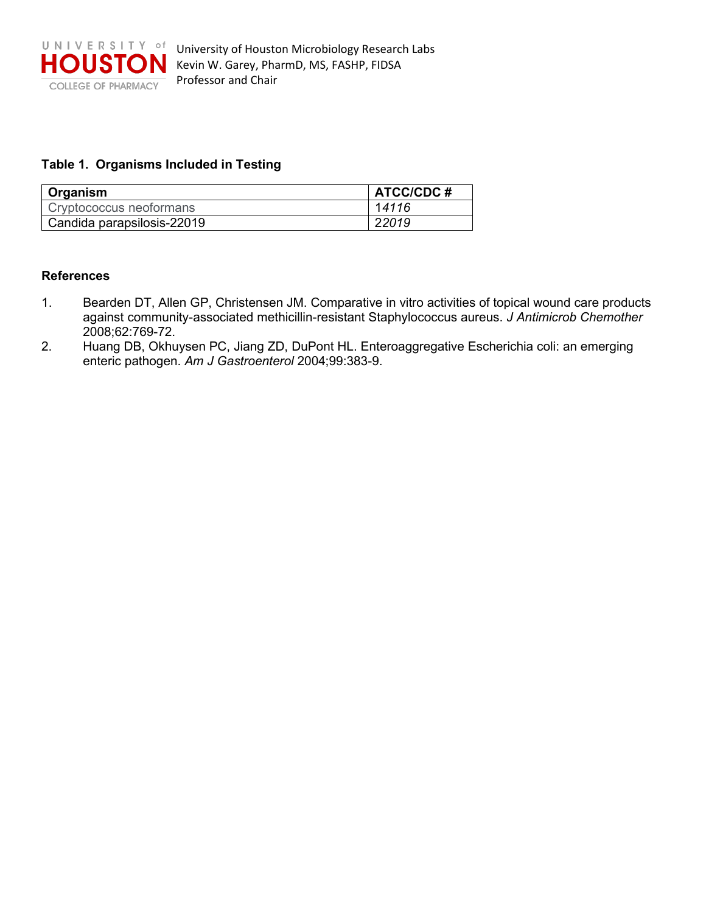University of Houston Microbiology Research Labs
Kevin W. Garey, PharmD, MS, FASHP, FIDSA
Professor and Chair

**Table 1. Organisms Included in Testing**

| Organism | ATCC/CDC # |
|---|---|
| Cryptococcus neoformans | *14116* |
| Candida parapsilosis-22019 | *22019* |

**References**

1. Bearden DT, Allen GP, Christensen JM. Comparative in vitro activities of topical wound care products against community-associated methicillin-resistant Staphylococcus aureus. *J Antimicrob Chemother* 2008;62:769-72.
2. Huang DB, Okhuysen PC, Jiang ZD, DuPont HL. Enteroaggregative Escherichia coli: an emerging enteric pathogen. *Am J Gastroenterol* 2004;99:383-9.